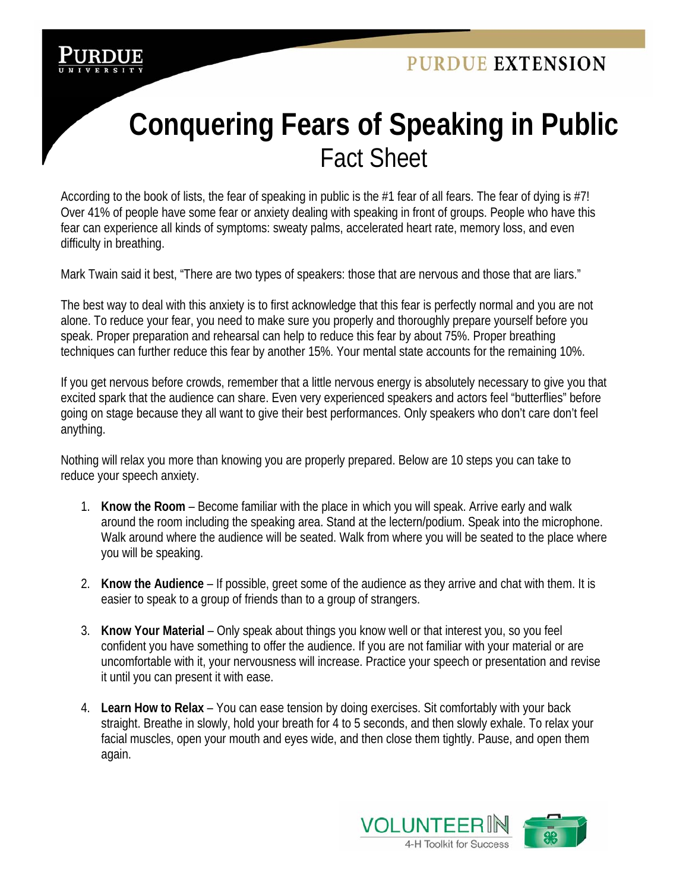# Conquering Fears of Speaking in Public

## Fact Sheet

According to the book of lists, the fear of speaking in public is the #1 fear of all fears. The fear of dying is #7! Over 41% of people have some fear or anxiety dealing with speaking in front of groups. People who have this fear can experience all kinds of symptoms: sweaty palms, accelerated heart rate, memory loss, and even difficulty in breathing.

Mark Twain said it best, "There are two types of speakers: those that are nervous and those that are liars."

The best way to deal with this anxiety is to first acknowledge that this fear is perfectly normal and you are not alone. To reduce your fear, you need to make sure you properly and thoroughly prepare yourself before you speak. Proper preparation and rehearsal can help to reduce this fear by about 75%. Proper breathing techniques can further reduce this fear by another 15%. Your mental state accounts for the remaining 10%.

If you get nervous before crowds, remember that a little nervous energy is absolutely necessary to give you that excited spark that the audience can share. Even very experienced speakers and actors feel "butterflies" before going on stage because they all want to give their best performances. Only speakers who don't care don't feel anything.

Nothing will relax you more than knowing you are properly prepared. Below are 10 steps you can take to reduce your speech anxiety.

1. **Know the Room** – Become familiar with the place in which you will speak. Arrive early and walk around the room including the speaking area. Stand at the lectern/podium. Speak into the microphone. Walk around where the audience will be seated. Walk from where you will be seated to the place where you will be speaking.

2. **Know the Audience** – If possible, greet some of the audience as they arrive and chat with them. It is easier to speak to a group of friends than to a group of strangers.

3. **Know Your Material** – Only speak about things you know well or that interest you, so you feel confident you have something to offer the audience. If you are not familiar with your material or are uncomfortable with it, your nervousness will increase. Practice your speech or presentation and revise it until you can present it with ease.

4. **Learn How to Relax** – You can ease tension by doing exercises. Sit comfortably with your back straight. Breathe in slowly, hold your breath for 4 to 5 seconds, and then slowly exhale. To relax your facial muscles, open your mouth and eyes wide, and then close them tightly. Pause, and open them again.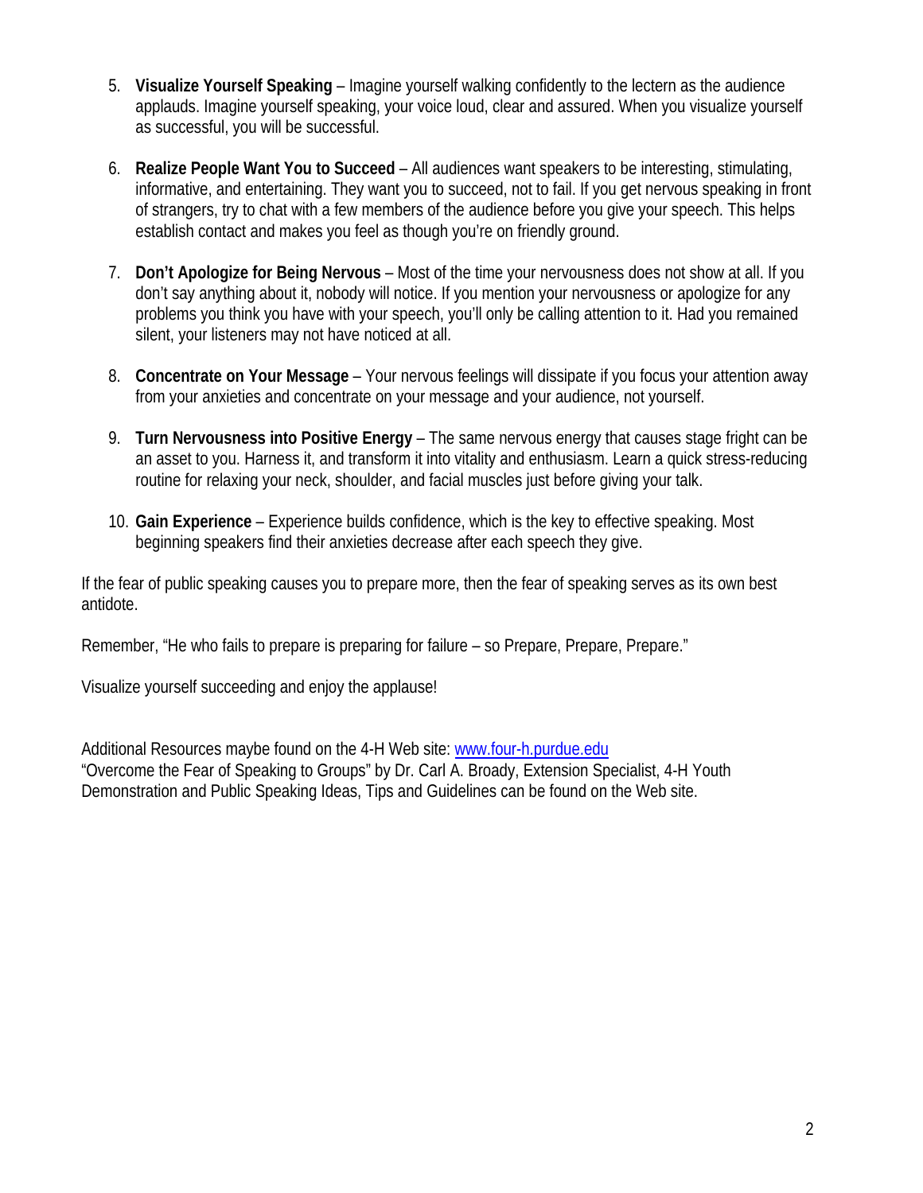5. **Visualize Yourself Speaking** – Imagine yourself walking confidently to the lectern as the audience applauds. Imagine yourself speaking, your voice loud, clear and assured. When you visualize yourself as successful, you will be successful.

6. **Realize People Want You to Succeed** – All audiences want speakers to be interesting, stimulating, informative, and entertaining. They want you to succeed, not to fail. If you get nervous speaking in front of strangers, try to chat with a few members of the audience before you give your speech. This helps establish contact and makes you feel as though you're on friendly ground.

7. **Don't Apologize for Being Nervous** – Most of the time your nervousness does not show at all. If you don't say anything about it, nobody will notice. If you mention your nervousness or apologize for any problems you think you have with your speech, you'll only be calling attention to it. Had you remained silent, your listeners may not have noticed at all.

8. **Concentrate on Your Message** – Your nervous feelings will dissipate if you focus your attention away from your anxieties and concentrate on your message and your audience, not yourself.

9. **Turn Nervousness into Positive Energy** – The same nervous energy that causes stage fright can be an asset to you. Harness it, and transform it into vitality and enthusiasm. Learn a quick stress-reducing routine for relaxing your neck, shoulder, and facial muscles just before giving your talk.

10. **Gain Experience** – Experience builds confidence, which is the key to effective speaking. Most beginning speakers find their anxieties decrease after each speech they give.

If the fear of public speaking causes you to prepare more, then the fear of speaking serves as its own best antidote.

Remember, "He who fails to prepare is preparing for failure – so Prepare, Prepare, Prepare."

Visualize yourself succeeding and enjoy the applause!

Additional Resources maybe found on the 4-H Web site: [www.four-h.purdue.edu](http://www.four-h.purdue.edu)
"Overcome the Fear of Speaking to Groups" by Dr. Carl A. Broady, Extension Specialist, 4-H Youth Demonstration and Public Speaking Ideas, Tips and Guidelines can be found on the Web site.